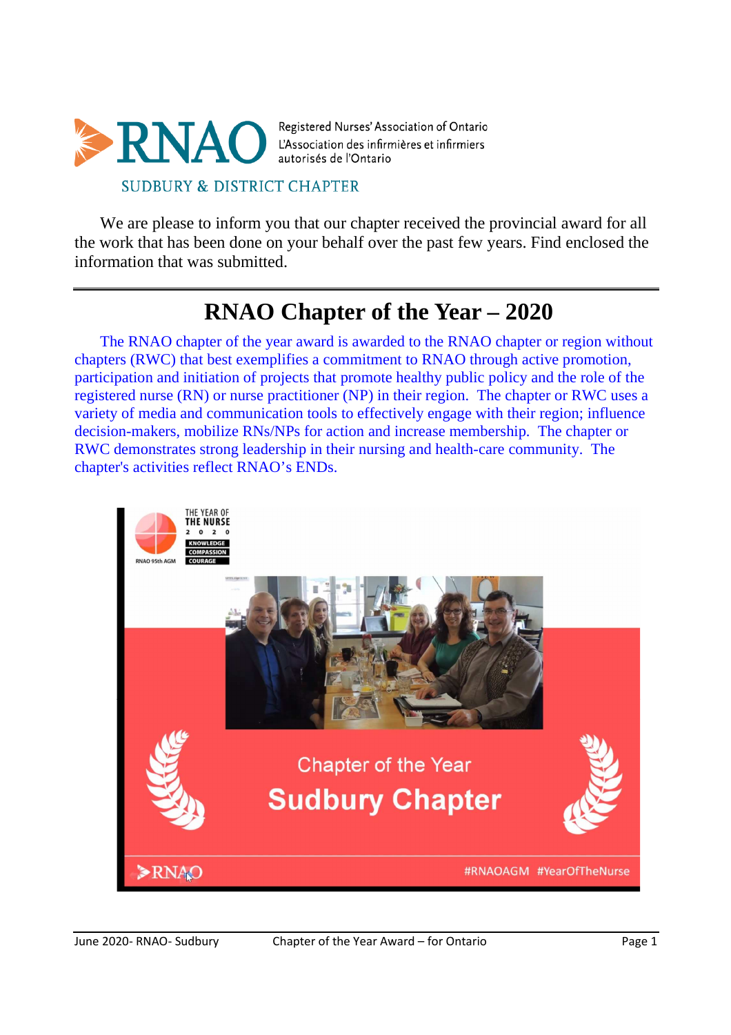Registered Nurses' Association of Ontario
L'Association des infirmières et infirmiers autorisés de l'Ontario

SUDBURY & DISTRICT CHAPTER

We are please to inform you that our chapter received the provincial award for all the work that has been done on your behalf over the past few years. Find enclosed the information that was submitted.

---

# RNAO Chapter of the Year – 2020

The RNAO chapter of the year award is awarded to the RNAO chapter or region without chapters (RWC) that best exemplifies a commitment to RNAO through active promotion, participation and initiation of projects that promote healthy public policy and the role of the registered nurse (RN) or nurse practitioner (NP) in their region. The chapter or RWC uses a variety of media and communication tools to effectively engage with their region; influence decision-makers, mobilize RNs/NPs for action and increase membership. The chapter or RWC demonstrates strong leadership in their nursing and health-care community. The chapter's activities reflect RNAO's ENDs.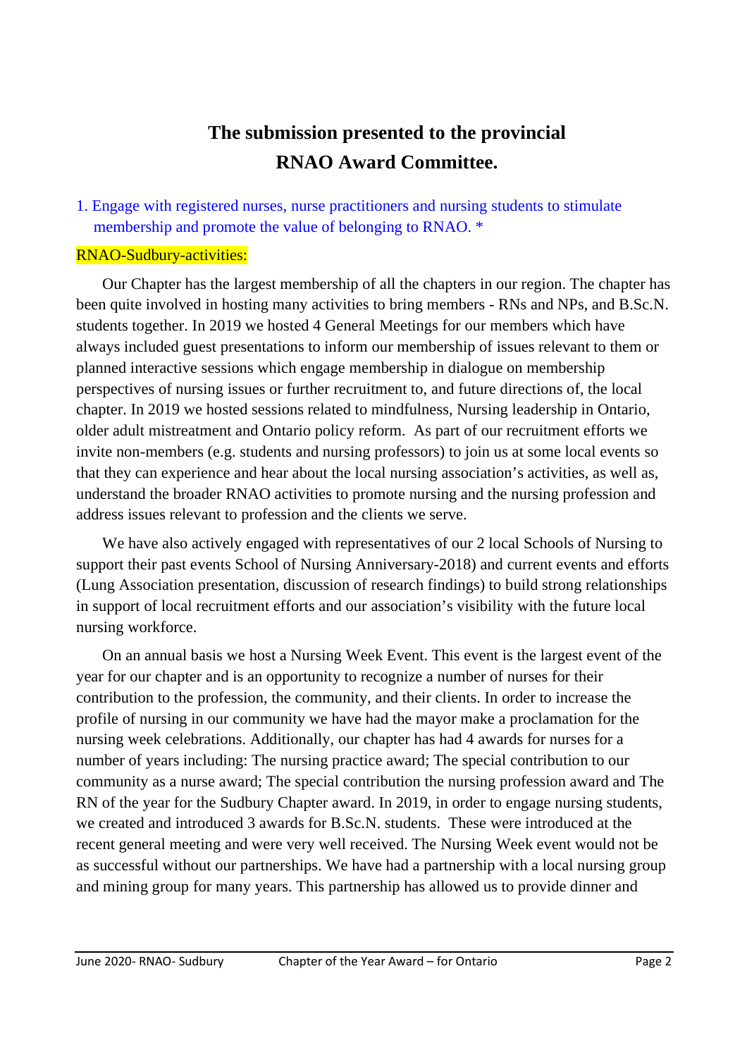# The submission presented to the provincial RNAO Award Committee.

1. Engage with registered nurses, nurse practitioners and nursing students to stimulate membership and promote the value of belonging to RNAO. *

RNAO-Sudbury-activities:

Our Chapter has the largest membership of all the chapters in our region. The chapter has been quite involved in hosting many activities to bring members - RNs and NPs, and B.Sc.N. students together. In 2019 we hosted 4 General Meetings for our members which have always included guest presentations to inform our membership of issues relevant to them or planned interactive sessions which engage membership in dialogue on membership perspectives of nursing issues or further recruitment to, and future directions of, the local chapter. In 2019 we hosted sessions related to mindfulness, Nursing leadership in Ontario, older adult mistreatment and Ontario policy reform. As part of our recruitment efforts we invite non-members (e.g. students and nursing professors) to join us at some local events so that they can experience and hear about the local nursing association's activities, as well as, understand the broader RNAO activities to promote nursing and the nursing profession and address issues relevant to profession and the clients we serve.

We have also actively engaged with representatives of our 2 local Schools of Nursing to support their past events School of Nursing Anniversary-2018) and current events and efforts (Lung Association presentation, discussion of research findings) to build strong relationships in support of local recruitment efforts and our association's visibility with the future local nursing workforce.

On an annual basis we host a Nursing Week Event. This event is the largest event of the year for our chapter and is an opportunity to recognize a number of nurses for their contribution to the profession, the community, and their clients. In order to increase the profile of nursing in our community we have had the mayor make a proclamation for the nursing week celebrations. Additionally, our chapter has had 4 awards for nurses for a number of years including: The nursing practice award; The special contribution to our community as a nurse award; The special contribution the nursing profession award and The RN of the year for the Sudbury Chapter award. In 2019, in order to engage nursing students, we created and introduced 3 awards for B.Sc.N. students. These were introduced at the recent general meeting and were very well received. The Nursing Week event would not be as successful without our partnerships. We have had a partnership with a local nursing group and mining group for many years. This partnership has allowed us to provide dinner and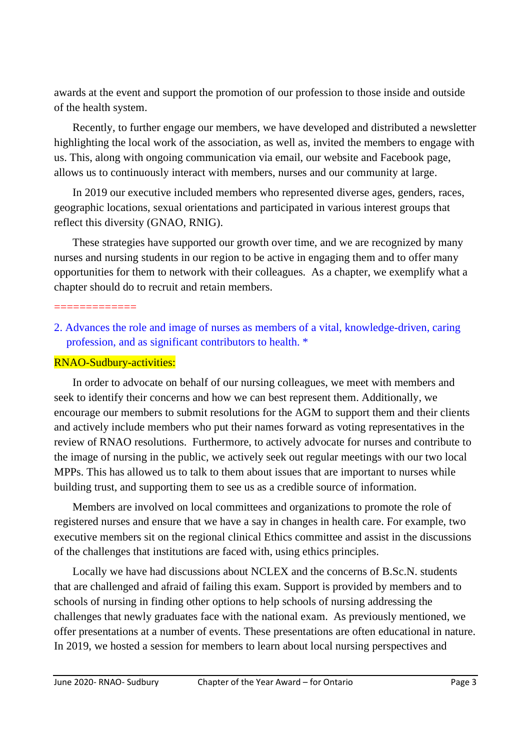awards at the event and support the promotion of our profession to those inside and outside of the health system.

Recently, to further engage our members, we have developed and distributed a newsletter highlighting the local work of the association, as well as, invited the members to engage with us. This, along with ongoing communication via email, our website and Facebook page, allows us to continuously interact with members, nurses and our community at large.

In 2019 our executive included members who represented diverse ages, genders, races, geographic locations, sexual orientations and participated in various interest groups that reflect this diversity (GNAO, RNIG).

These strategies have supported our growth over time, and we are recognized by many nurses and nursing students in our region to be active in engaging them and to offer many opportunities for them to network with their colleagues. As a chapter, we exemplify what a chapter should do to recruit and retain members.

=============

2. Advances the role and image of nurses as members of a vital, knowledge-driven, caring profession, and as significant contributors to health. *

RNAO-Sudbury-activities:

In order to advocate on behalf of our nursing colleagues, we meet with members and seek to identify their concerns and how we can best represent them. Additionally, we encourage our members to submit resolutions for the AGM to support them and their clients and actively include members who put their names forward as voting representatives in the review of RNAO resolutions. Furthermore, to actively advocate for nurses and contribute to the image of nursing in the public, we actively seek out regular meetings with our two local MPPs. This has allowed us to talk to them about issues that are important to nurses while building trust, and supporting them to see us as a credible source of information.

Members are involved on local committees and organizations to promote the role of registered nurses and ensure that we have a say in changes in health care. For example, two executive members sit on the regional clinical Ethics committee and assist in the discussions of the challenges that institutions are faced with, using ethics principles.

Locally we have had discussions about NCLEX and the concerns of B.Sc.N. students that are challenged and afraid of failing this exam. Support is provided by members and to schools of nursing in finding other options to help schools of nursing addressing the challenges that newly graduates face with the national exam. As previously mentioned, we offer presentations at a number of events. These presentations are often educational in nature. In 2019, we hosted a session for members to learn about local nursing perspectives and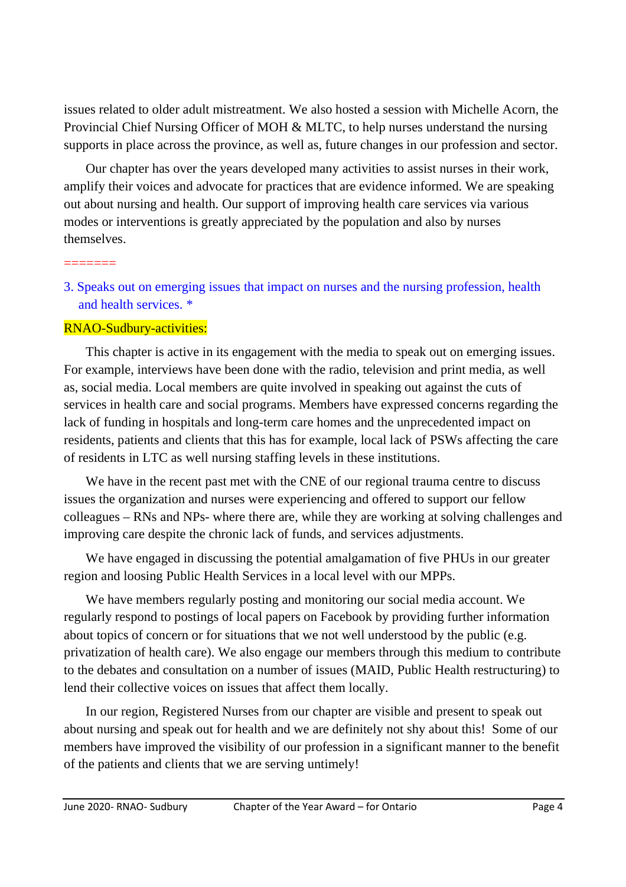issues related to older adult mistreatment. We also hosted a session with Michelle Acorn, the Provincial Chief Nursing Officer of MOH & MLTC, to help nurses understand the nursing supports in place across the province, as well as, future changes in our profession and sector.

Our chapter has over the years developed many activities to assist nurses in their work, amplify their voices and advocate for practices that are evidence informed. We are speaking out about nursing and health. Our support of improving health care services via various modes or interventions is greatly appreciated by the population and also by nurses themselves.

=======

3. Speaks out on emerging issues that impact on nurses and the nursing profession, health and health services. *

RNAO-Sudbury-activities:

This chapter is active in its engagement with the media to speak out on emerging issues. For example, interviews have been done with the radio, television and print media, as well as, social media. Local members are quite involved in speaking out against the cuts of services in health care and social programs. Members have expressed concerns regarding the lack of funding in hospitals and long-term care homes and the unprecedented impact on residents, patients and clients that this has for example, local lack of PSWs affecting the care of residents in LTC as well nursing staffing levels in these institutions.

We have in the recent past met with the CNE of our regional trauma centre to discuss issues the organization and nurses were experiencing and offered to support our fellow colleagues – RNs and NPs- where there are, while they are working at solving challenges and improving care despite the chronic lack of funds, and services adjustments.

We have engaged in discussing the potential amalgamation of five PHUs in our greater region and loosing Public Health Services in a local level with our MPPs.

We have members regularly posting and monitoring our social media account. We regularly respond to postings of local papers on Facebook by providing further information about topics of concern or for situations that we not well understood by the public (e.g. privatization of health care). We also engage our members through this medium to contribute to the debates and consultation on a number of issues (MAID, Public Health restructuring) to lend their collective voices on issues that affect them locally.

In our region, Registered Nurses from our chapter are visible and present to speak out about nursing and speak out for health and we are definitely not shy about this! Some of our members have improved the visibility of our profession in a significant manner to the benefit of the patients and clients that we are serving untimely!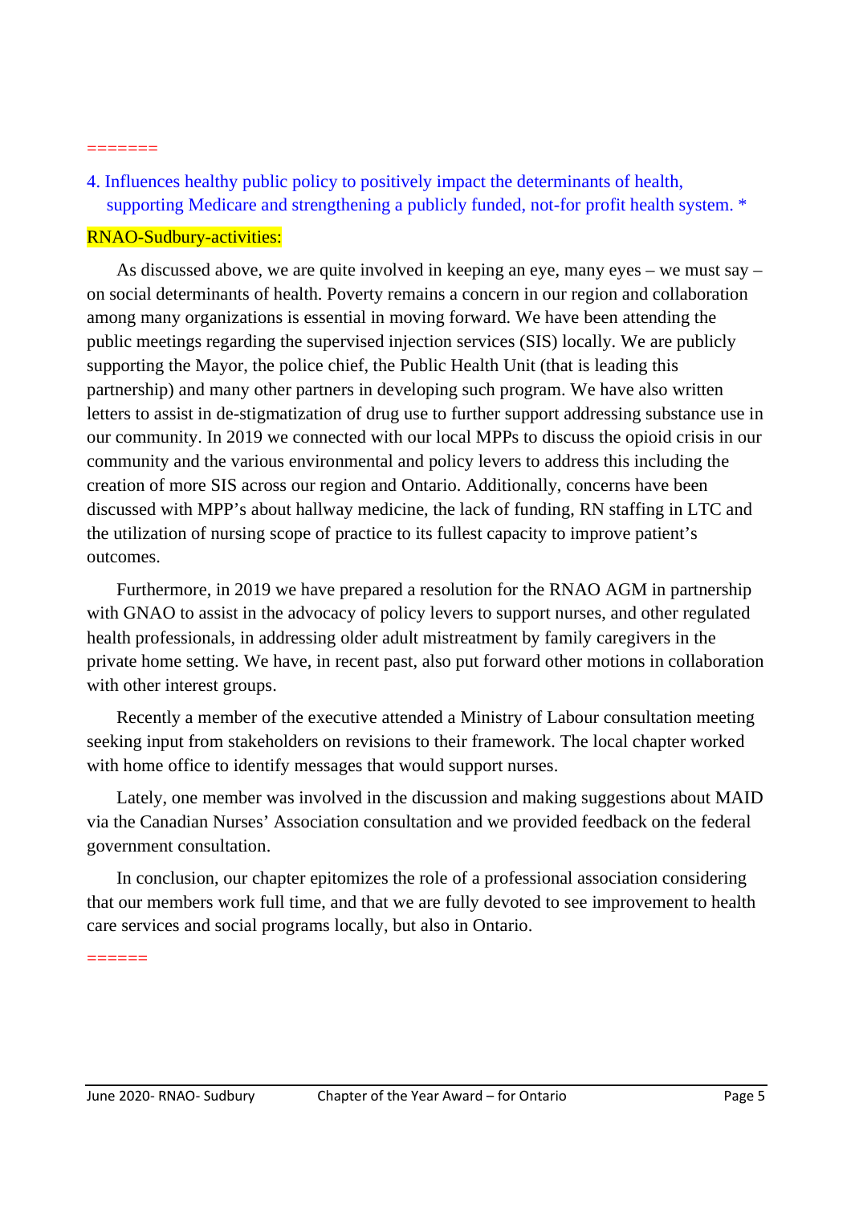=======

4. Influences healthy public policy to positively impact the determinants of health, supporting Medicare and strengthening a publicly funded, not-for profit health system. *

RNAO-Sudbury-activities:

As discussed above, we are quite involved in keeping an eye, many eyes – we must say – on social determinants of health. Poverty remains a concern in our region and collaboration among many organizations is essential in moving forward. We have been attending the public meetings regarding the supervised injection services (SIS) locally. We are publicly supporting the Mayor, the police chief, the Public Health Unit (that is leading this partnership) and many other partners in developing such program. We have also written letters to assist in de-stigmatization of drug use to further support addressing substance use in our community. In 2019 we connected with our local MPPs to discuss the opioid crisis in our community and the various environmental and policy levers to address this including the creation of more SIS across our region and Ontario. Additionally, concerns have been discussed with MPP's about hallway medicine, the lack of funding, RN staffing in LTC and the utilization of nursing scope of practice to its fullest capacity to improve patient's outcomes.

Furthermore, in 2019 we have prepared a resolution for the RNAO AGM in partnership with GNAO to assist in the advocacy of policy levers to support nurses, and other regulated health professionals, in addressing older adult mistreatment by family caregivers in the private home setting. We have, in recent past, also put forward other motions in collaboration with other interest groups.

Recently a member of the executive attended a Ministry of Labour consultation meeting seeking input from stakeholders on revisions to their framework. The local chapter worked with home office to identify messages that would support nurses.

Lately, one member was involved in the discussion and making suggestions about MAID via the Canadian Nurses' Association consultation and we provided feedback on the federal government consultation.

In conclusion, our chapter epitomizes the role of a professional association considering that our members work full time, and that we are fully devoted to see improvement to health care services and social programs locally, but also in Ontario.

======